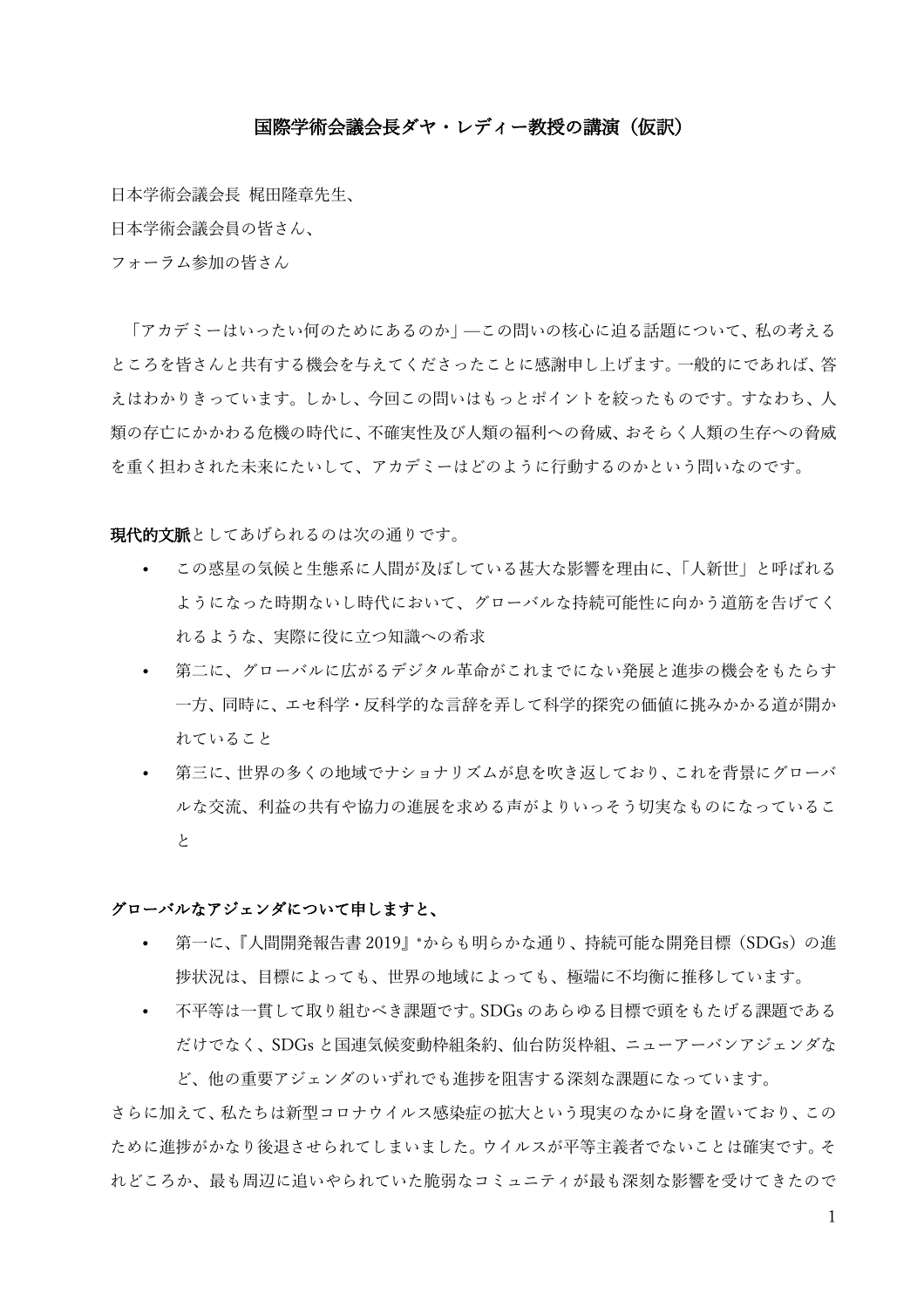# 国際学術会議会長ダヤ・レディー教授の講演（仮訳）

日本学術会議会長 梶田隆章先生、

日本学術会議会員の皆さん、

フォーラム参加の皆さん

「アカデミーはいったい何のためにあるのか」—この問いの核心に迫る話題について、私の考えるところを皆さんと共有する機会を与えてくださったことに感謝申し上げます。一般的にであれば、答えはわかりきっています。しかし、今回この問いはもっとポイントを絞ったものです。すなわち、人類の存亡にかかわる危機の時代に、不確実性及び人類の福利への脅威、おそらく人類の生存への脅威を重く担わされた未来にたいして、アカデミーはどのように行動するのかという問いなのです。

**現代的文脈**としてあげられるのは次の通りです。

- この惑星の気候と生態系に人間が及ぼしている甚大な影響を理由に、「人新世」と呼ばれるようになった時期ないし時代において、グローバルな持続可能性に向かう道筋を告げてくれるような、実際に役に立つ知識への希求
- 第二に、グローバルに広がるデジタル革命がこれまでにない発展と進歩の機会をもたらす一方、同時に、エセ科学・反科学的な言辞を弄して科学的探究の価値に挑みかかる道が開かれていること
- 第三に、世界の多くの地域でナショナリズムが息を吹き返しており、これを背景にグローバルな交流、利益の共有や協力の進展を求める声がよりいっそう切実なものになっていること

**グローバルなアジェンダについて申しますと、**

- 第一に、『人間開発報告書 2019』*からも明らかな通り、持続可能な開発目標（SDGs）の進捗状況は、目標によっても、世界の地域によっても、極端に不均衡に推移しています。
- 不平等は一貫して取り組むべき課題です。SDGs のあらゆる目標で頭をもたげる課題であるだけでなく、SDGs と国連気候変動枠組条約、仙台防災枠組、ニューアーバンアジェンダなど、他の重要アジェンダのいずれでも進捗を阻害する深刻な課題になっています。

さらに加えて、私たちは新型コロナウイルス感染症の拡大という現実のなかに身を置いており、このために進捗がかなり後退させられてしまいました。ウイルスが平等主義者でないことは確実です。それどころか、最も周辺に追いやられていた脆弱なコミュニティが最も深刻な影響を受けてきたので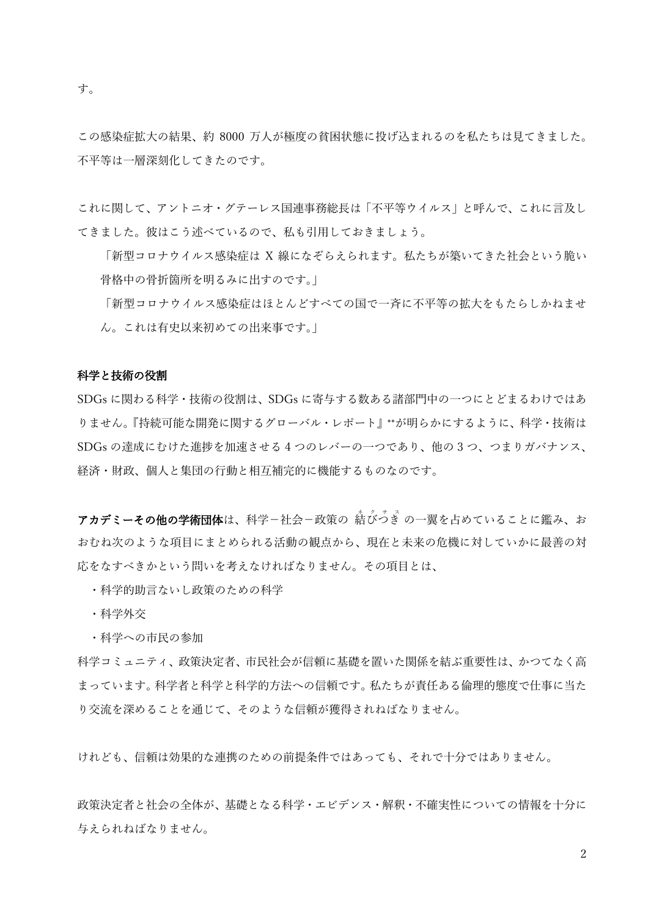す。

この感染症拡大の結果、約 8000 万人が極度の貧困状態に投げ込まれるのを私たちは見てきました。不平等は一層深刻化してきたのです。

これに関して、アントニオ・グテーレス国連事務総長は「不平等ウイルス」と呼んで、これに言及してきました。彼はこう述べているので、私も引用しておきましょう。

> 「新型コロナウイルス感染症は X 線になぞらえられます。私たちが築いてきた社会という脆い骨格中の骨折箇所を明るみに出すのです。」
>
> 「新型コロナウイルス感染症はほとんどすべての国で一斉に不平等の拡大をもたらしかねません。これは有史以来初めての出来事です。」

**科学と技術の役割**

SDGs に関わる科学・技術の役割は、SDGs に寄与する数ある諸部門中の一つにとどまるわけではありません。『持続可能な開発に関するグローバル・レポート』**が明らかにするように、科学・技術は SDGs の達成にむけた進捗を加速させる 4 つのレバーの一つであり、他の 3 つ、つまりガバナンス、経済・財政、個人と集団の行動と相互補完的に機能するものなのです。

**アカデミーその他の学術団体**は、科学－社会－政策の 結びつき（ネクサス）の一翼を占めていることに鑑み、おおむね次のような項目にまとめられる活動の観点から、現在と未来の危機に対していかに最善の対応をなすべきかという問いを考えなければなりません。その項目とは、

・科学的助言ないし政策のための科学

・科学外交

・科学への市民の参加

科学コミュニティ、政策決定者、市民社会が信頼に基礎を置いた関係を結ぶ重要性は、かつてなく高まっています。科学者と科学と科学的方法への信頼です。私たちが責任ある倫理的態度で仕事に当たり交流を深めることを通じて、そのような信頼が獲得されねばなりません。

けれども、信頼は効果的な連携のための前提条件ではあっても、それで十分ではありません。

政策決定者と社会の全体が、基礎となる科学・エビデンス・解釈・不確実性についての情報を十分に与えられねばなりません。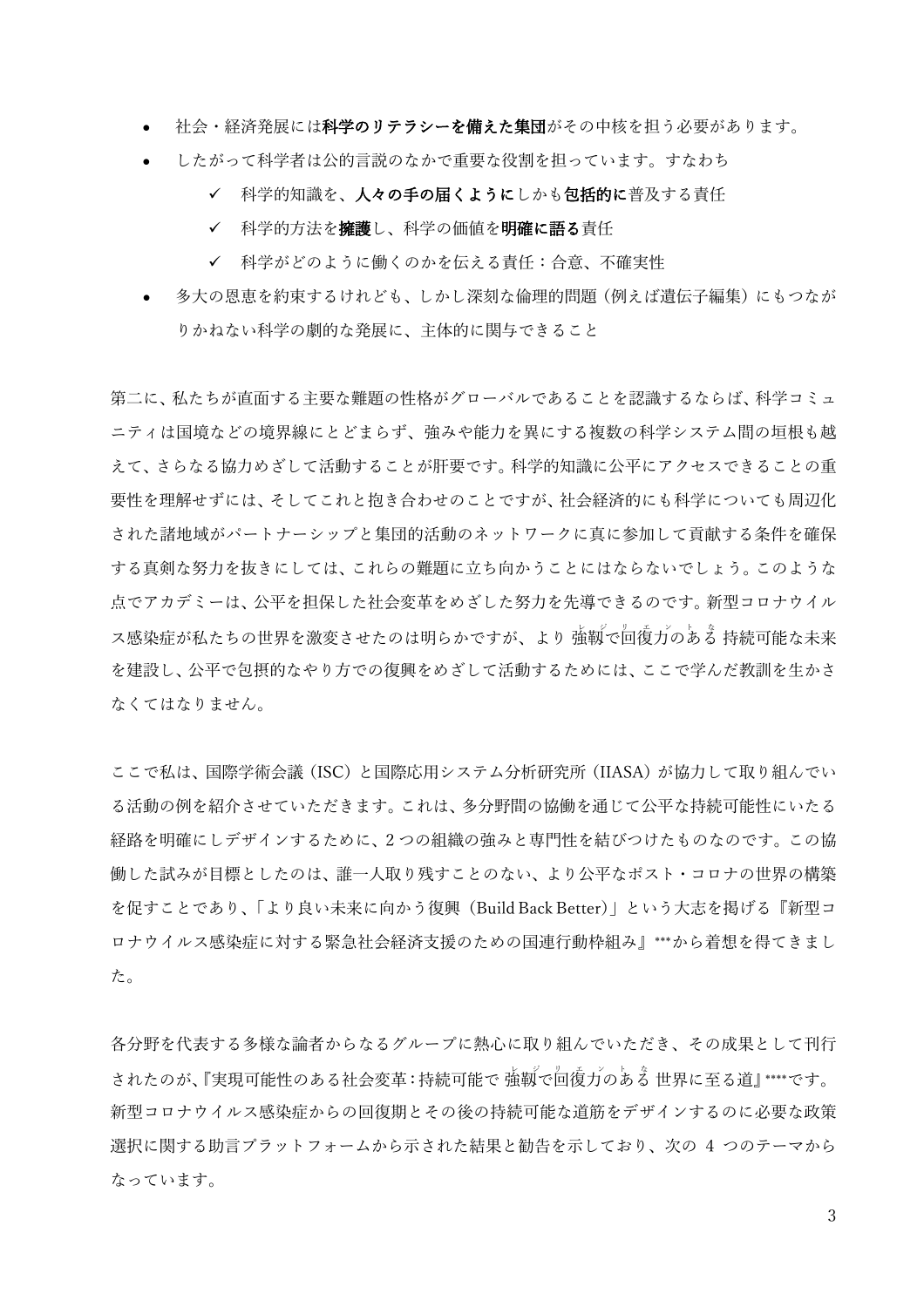- 社会・経済発展には**科学のリテラシーを備えた集団**がその中核を担う必要があります。
- したがって科学者は公的言説のなかで重要な役割を担っています。すなわち
  - ✓ 科学的知識を、**人々の手の届くように**しかも**包括的に**普及する責任
  - ✓ 科学的方法を**擁護**し、科学の価値を**明確に語る**責任
  - ✓ 科学がどのように働くのかを伝える責任：合意、不確実性
- 多大の恩恵を約束するけれども、しかし深刻な倫理的問題（例えば遺伝子編集）にもつながりかねない科学の劇的な発展に、主体的に関与できること

第二に、私たちが直面する主要な難題の性格がグローバルであることを認識するならば、科学コミュニティは国境などの境界線にとどまらず、強みや能力を異にする複数の科学システム間の垣根も越えて、さらなる協力めざして活動することが肝要です。科学的知識に公平にアクセスできることの重要性を理解せずには、そしてこれと抱き合わせのことですが、社会経済的にも科学についても周辺化された諸地域がパートナーシップと集団的活動のネットワークに真に参加して貢献する条件を確保する真剣な努力を抜きにしては、これらの難題に立ち向かうことにはならないでしょう。このような点でアカデミーは、公平を担保した社会変革をめざした努力を先導できるのです。新型コロナウイルス感染症が私たちの世界を激変させたのは明らかですが、より 強靭で回復力のある（レジリエントな） 持続可能な未来を建設し、公平で包摂的なやり方での復興をめざして活動するためには、ここで学んだ教訓を生かさなくてはなりません。

ここで私は、国際学術会議（ISC）と国際応用システム分析研究所（IIASA）が協力して取り組んでいる活動の例を紹介させていただきます。これは、多分野間の協働を通じて公平な持続可能性にいたる経路を明確にしデザインするために、2 つの組織の強みと専門性を結びつけたものなのです。この協働した試みが目標としたのは、誰一人取り残すことのない、より公平なポスト・コロナの世界の構築を促すことであり、「より良い未来に向かう復興（Build Back Better）」という大志を掲げる『新型コロナウイルス感染症に対する緊急社会経済支援のための国連行動枠組み』***から着想を得てきました。

各分野を代表する多様な論者からなるグループに熱心に取り組んでいただき、その成果として刊行されたのが、『実現可能性のある社会変革：持続可能で 強靭で回復力のある（レジリエントな） 世界に至る道』****です。新型コロナウイルス感染症からの回復期とその後の持続可能な道筋をデザインするのに必要な政策選択に関する助言プラットフォームから示された結果と勧告を示しており、次の 4 つのテーマからなっています。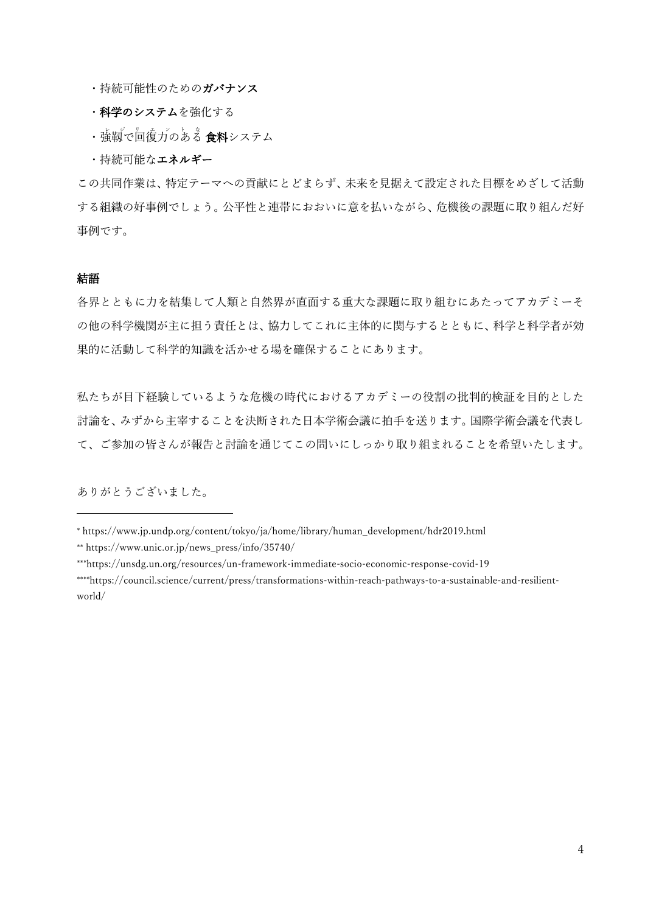・持続可能性のための**ガバナンス**

・**科学のシステム**を強化する

・強靭で回復力のある **食料**システム

・持続可能な**エネルギー**

この共同作業は、特定テーマへの貢献にとどまらず、未来を見据えて設定された目標をめざして活動する組織の好事例でしょう。公平性と連帯におおいに意を払いながら、危機後の課題に取り組んだ好事例です。

**結語**

各界とともに力を結集して人類と自然界が直面する重大な課題に取り組むにあたってアカデミーその他の科学機関が主に担う責任とは、協力してこれに主体的に関与するとともに、科学と科学者が効果的に活動して科学的知識を活かせる場を確保することにあります。

私たちが目下経験しているような危機の時代におけるアカデミーの役割の批判的検証を目的とした討論を、みずから主宰することを決断された日本学術会議に拍手を送ります。国際学術会議を代表して、ご参加の皆さんが報告と討論を通じてこの問いにしっかり取り組まれることを希望いたします。

ありがとうございました。

---

* https://www.jp.undp.org/content/tokyo/ja/home/library/human_development/hdr2019.html

** https://www.unic.or.jp/news_press/info/35740/

***https://unsdg.un.org/resources/un-framework-immediate-socio-economic-response-covid-19

****https://council.science/current/press/transformations-within-reach-pathways-to-a-sustainable-and-resilient-world/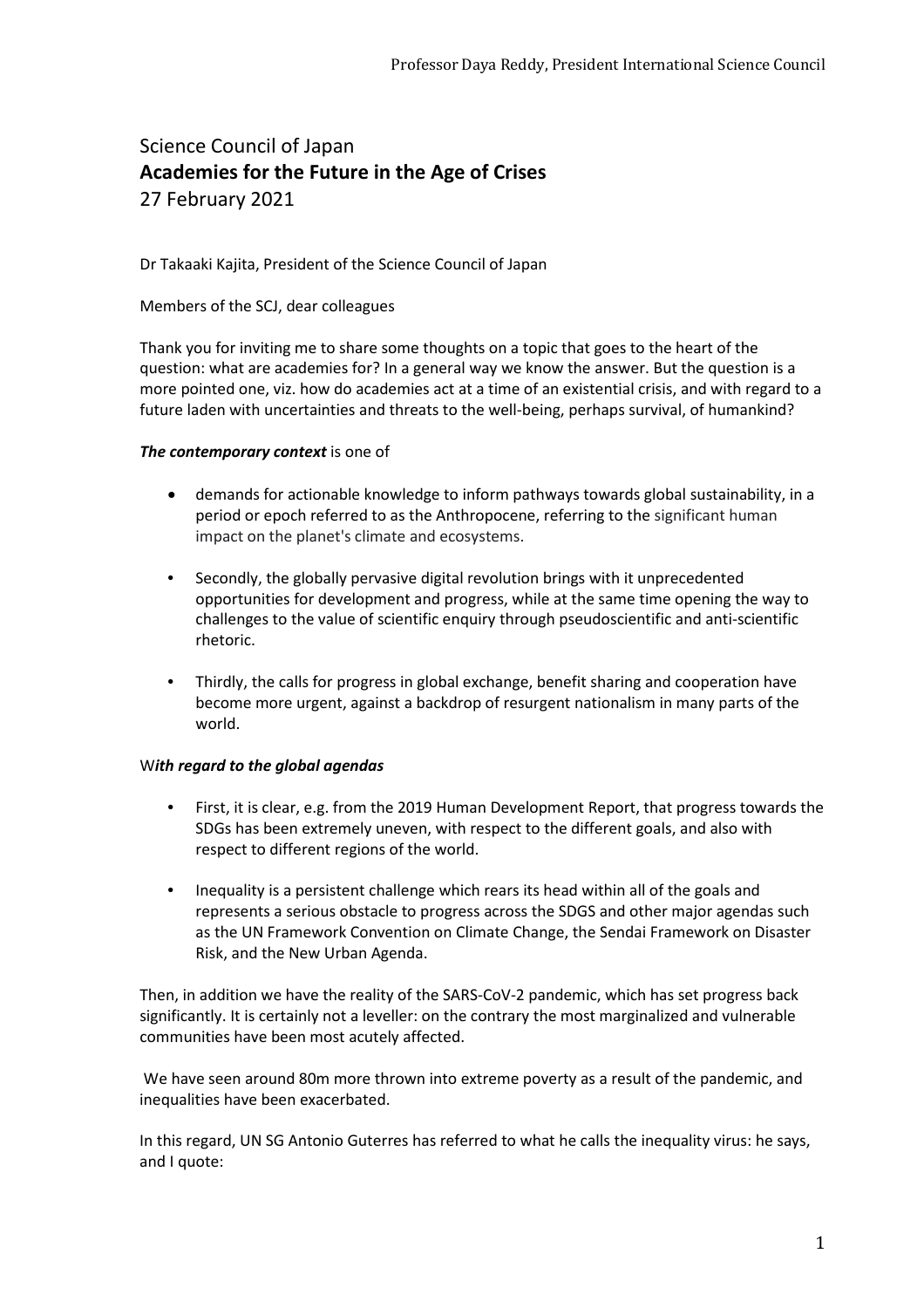# Science Council of Japan
## Academies for the Future in the Age of Crises
27 February 2021

Dr Takaaki Kajita, President of the Science Council of Japan

Members of the SCJ, dear colleagues

Thank you for inviting me to share some thoughts on a topic that goes to the heart of the question: what are academies for? In a general way we know the answer. But the question is a more pointed one, viz. how do academies act at a time of an existential crisis, and with regard to a future laden with uncertainties and threats to the well-being, perhaps survival, of humankind?

***The contemporary context*** is one of

- demands for actionable knowledge to inform pathways towards global sustainability, in a period or epoch referred to as the Anthropocene, referring to the significant human impact on the planet's climate and ecosystems.
- Secondly, the globally pervasive digital revolution brings with it unprecedented opportunities for development and progress, while at the same time opening the way to challenges to the value of scientific enquiry through pseudoscientific and anti-scientific rhetoric.
- Thirdly, the calls for progress in global exchange, benefit sharing and cooperation have become more urgent, against a backdrop of resurgent nationalism in many parts of the world.

W***ith regard to the global agendas***

- First, it is clear, e.g. from the 2019 Human Development Report, that progress towards the SDGs has been extremely uneven, with respect to the different goals, and also with respect to different regions of the world.
- Inequality is a persistent challenge which rears its head within all of the goals and represents a serious obstacle to progress across the SDGS and other major agendas such as the UN Framework Convention on Climate Change, the Sendai Framework on Disaster Risk, and the New Urban Agenda.

Then, in addition we have the reality of the SARS-CoV-2 pandemic, which has set progress back significantly. It is certainly not a leveller: on the contrary the most marginalized and vulnerable communities have been most acutely affected.

We have seen around 80m more thrown into extreme poverty as a result of the pandemic, and inequalities have been exacerbated.

In this regard, UN SG Antonio Guterres has referred to what he calls the inequality virus: he says, and I quote: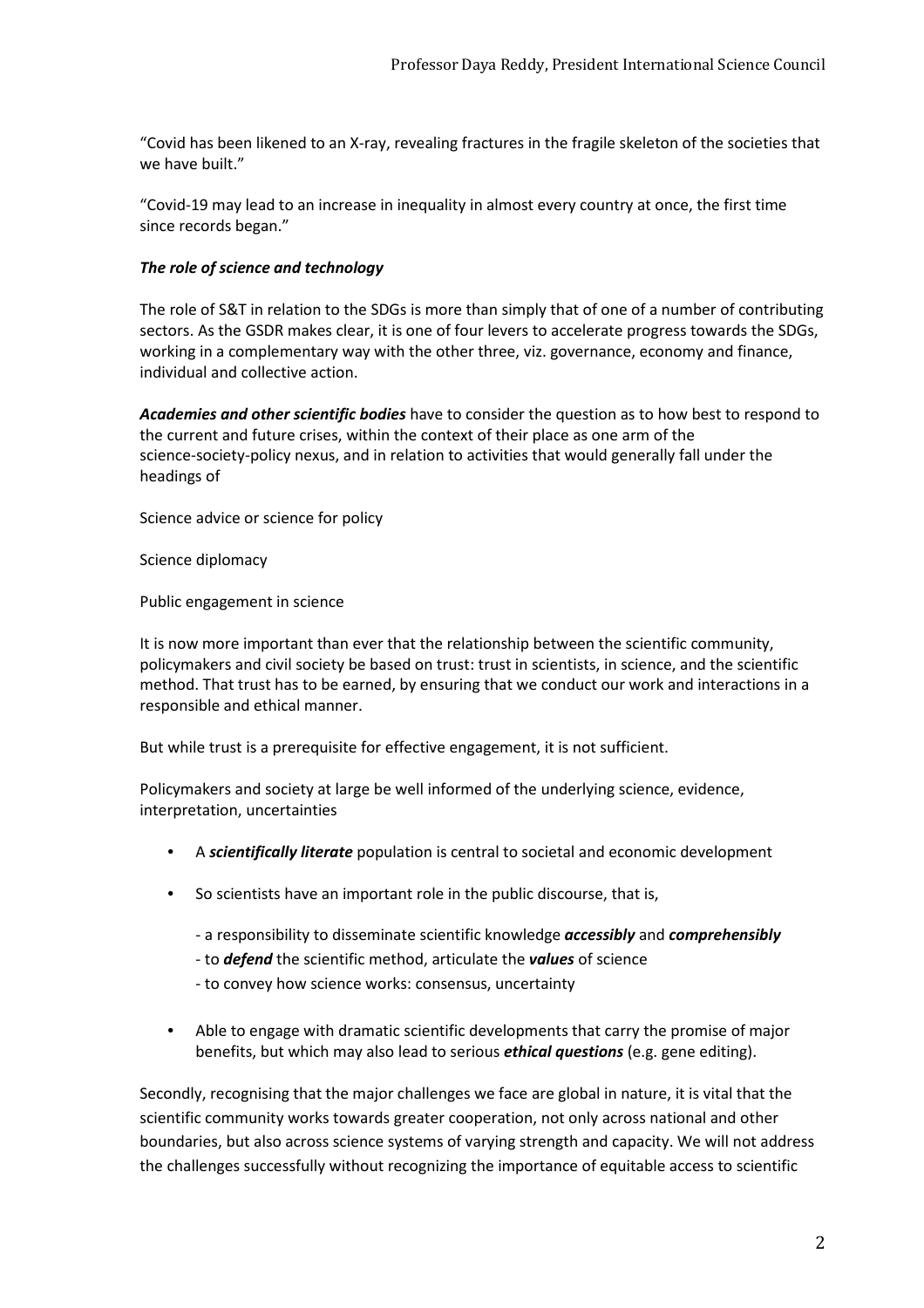"Covid has been likened to an X-ray, revealing fractures in the fragile skeleton of the societies that we have built."

"Covid-19 may lead to an increase in inequality in almost every country at once, the first time since records began."

***The role of science and technology***

The role of S&T in relation to the SDGs is more than simply that of one of a number of contributing sectors. As the GSDR makes clear, it is one of four levers to accelerate progress towards the SDGs, working in a complementary way with the other three, viz. governance, economy and finance, individual and collective action.

***Academies and other scientific bodies*** have to consider the question as to how best to respond to the current and future crises, within the context of their place as one arm of the science-society-policy nexus, and in relation to activities that would generally fall under the headings of

Science advice or science for policy

Science diplomacy

Public engagement in science

It is now more important than ever that the relationship between the scientific community, policymakers and civil society be based on trust: trust in scientists, in science, and the scientific method. That trust has to be earned, by ensuring that we conduct our work and interactions in a responsible and ethical manner.

But while trust is a prerequisite for effective engagement, it is not sufficient.

Policymakers and society at large be well informed of the underlying science, evidence, interpretation, uncertainties

- A ***scientifically literate*** population is central to societal and economic development
- So scientists have an important role in the public discourse, that is,
  - a responsibility to disseminate scientific knowledge ***accessibly*** and ***comprehensibly***
  - to ***defend*** the scientific method, articulate the ***values*** of science
  - to convey how science works: consensus, uncertainty
- Able to engage with dramatic scientific developments that carry the promise of major benefits, but which may also lead to serious ***ethical questions*** (e.g. gene editing).

Secondly, recognising that the major challenges we face are global in nature, it is vital that the scientific community works towards greater cooperation, not only across national and other boundaries, but also across science systems of varying strength and capacity. We will not address the challenges successfully without recognizing the importance of equitable access to scientific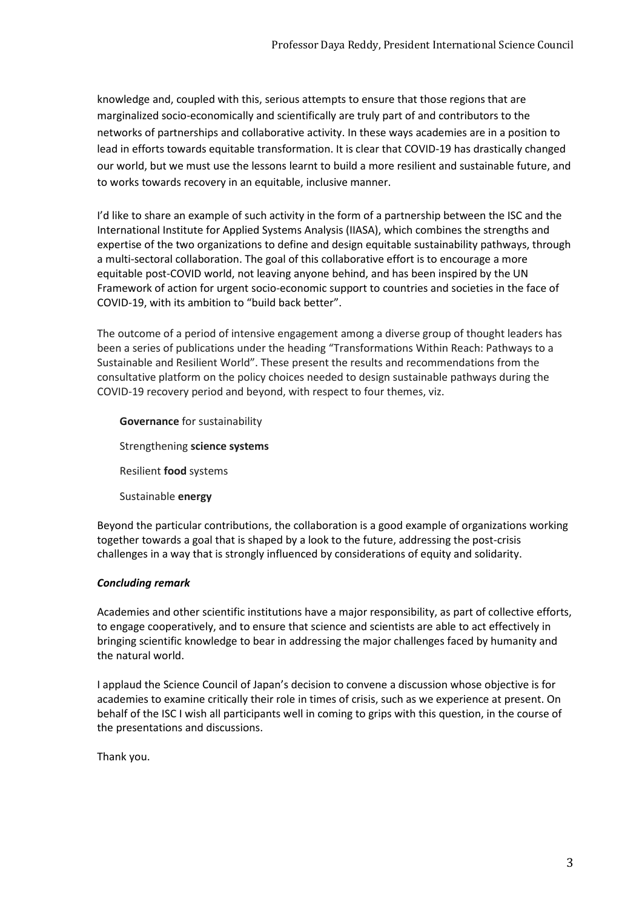knowledge and, coupled with this, serious attempts to ensure that those regions that are marginalized socio-economically and scientifically are truly part of and contributors to the networks of partnerships and collaborative activity. In these ways academies are in a position to lead in efforts towards equitable transformation. It is clear that COVID-19 has drastically changed our world, but we must use the lessons learnt to build a more resilient and sustainable future, and to works towards recovery in an equitable, inclusive manner.

I'd like to share an example of such activity in the form of a partnership between the ISC and the International Institute for Applied Systems Analysis (IIASA), which combines the strengths and expertise of the two organizations to define and design equitable sustainability pathways, through a multi-sectoral collaboration. The goal of this collaborative effort is to encourage a more equitable post-COVID world, not leaving anyone behind, and has been inspired by the UN Framework of action for urgent socio-economic support to countries and societies in the face of COVID-19, with its ambition to "build back better".

The outcome of a period of intensive engagement among a diverse group of thought leaders has been a series of publications under the heading "Transformations Within Reach: Pathways to a Sustainable and Resilient World". These present the results and recommendations from the consultative platform on the policy choices needed to design sustainable pathways during the COVID-19 recovery period and beyond, with respect to four themes, viz.

**Governance** for sustainability

Strengthening **science systems**

Resilient **food** systems

Sustainable **energy**

Beyond the particular contributions, the collaboration is a good example of organizations working together towards a goal that is shaped by a look to the future, addressing the post-crisis challenges in a way that is strongly influenced by considerations of equity and solidarity.

***Concluding remark***

Academies and other scientific institutions have a major responsibility, as part of collective efforts, to engage cooperatively, and to ensure that science and scientists are able to act effectively in bringing scientific knowledge to bear in addressing the major challenges faced by humanity and the natural world.

I applaud the Science Council of Japan's decision to convene a discussion whose objective is for academies to examine critically their role in times of crisis, such as we experience at present. On behalf of the ISC I wish all participants well in coming to grips with this question, in the course of the presentations and discussions.

Thank you.